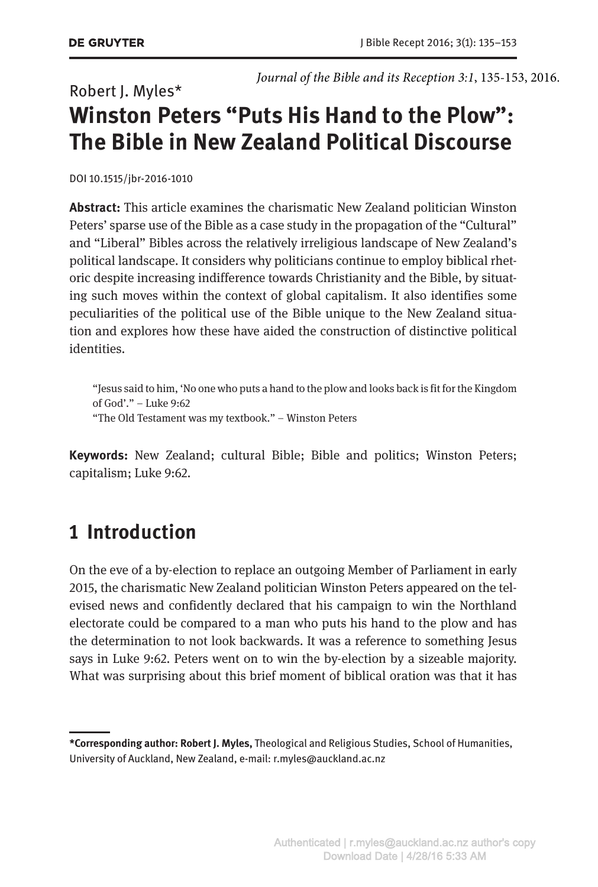*Journal of the Bible and its Reception 3:1*, 135-153, 2016.

Robert J. Myles*

# Winston Peters "Puts His Hand to the Plow": The Bible in New Zealand Political Discourse

DOI 10.1515/jbr-2016-1010

**Abstract:** This article examines the charismatic New Zealand politician Winston Peters' sparse use of the Bible as a case study in the propagation of the "Cultural" and "Liberal" Bibles across the relatively irreligious landscape of New Zealand's political landscape. It considers why politicians continue to employ biblical rhetoric despite increasing indifference towards Christianity and the Bible, by situating such moves within the context of global capitalism. It also identifies some peculiarities of the political use of the Bible unique to the New Zealand situation and explores how these have aided the construction of distinctive political identities.

> "Jesus said to him, 'No one who puts a hand to the plow and looks back is fit for the Kingdom of God'." – Luke 9:62
>
> "The Old Testament was my textbook." – Winston Peters

**Keywords:** New Zealand; cultural Bible; Bible and politics; Winston Peters; capitalism; Luke 9:62.

## 1 Introduction

On the eve of a by-election to replace an outgoing Member of Parliament in early 2015, the charismatic New Zealand politician Winston Peters appeared on the televised news and confidently declared that his campaign to win the Northland electorate could be compared to a man who puts his hand to the plow and has the determination to not look backwards. It was a reference to something Jesus says in Luke 9:62. Peters went on to win the by-election by a sizeable majority. What was surprising about this brief moment of biblical oration was that it has

---

***Corresponding author: Robert J. Myles,** Theological and Religious Studies, School of Humanities, University of Auckland, New Zealand, e-mail: r.myles@auckland.ac.nz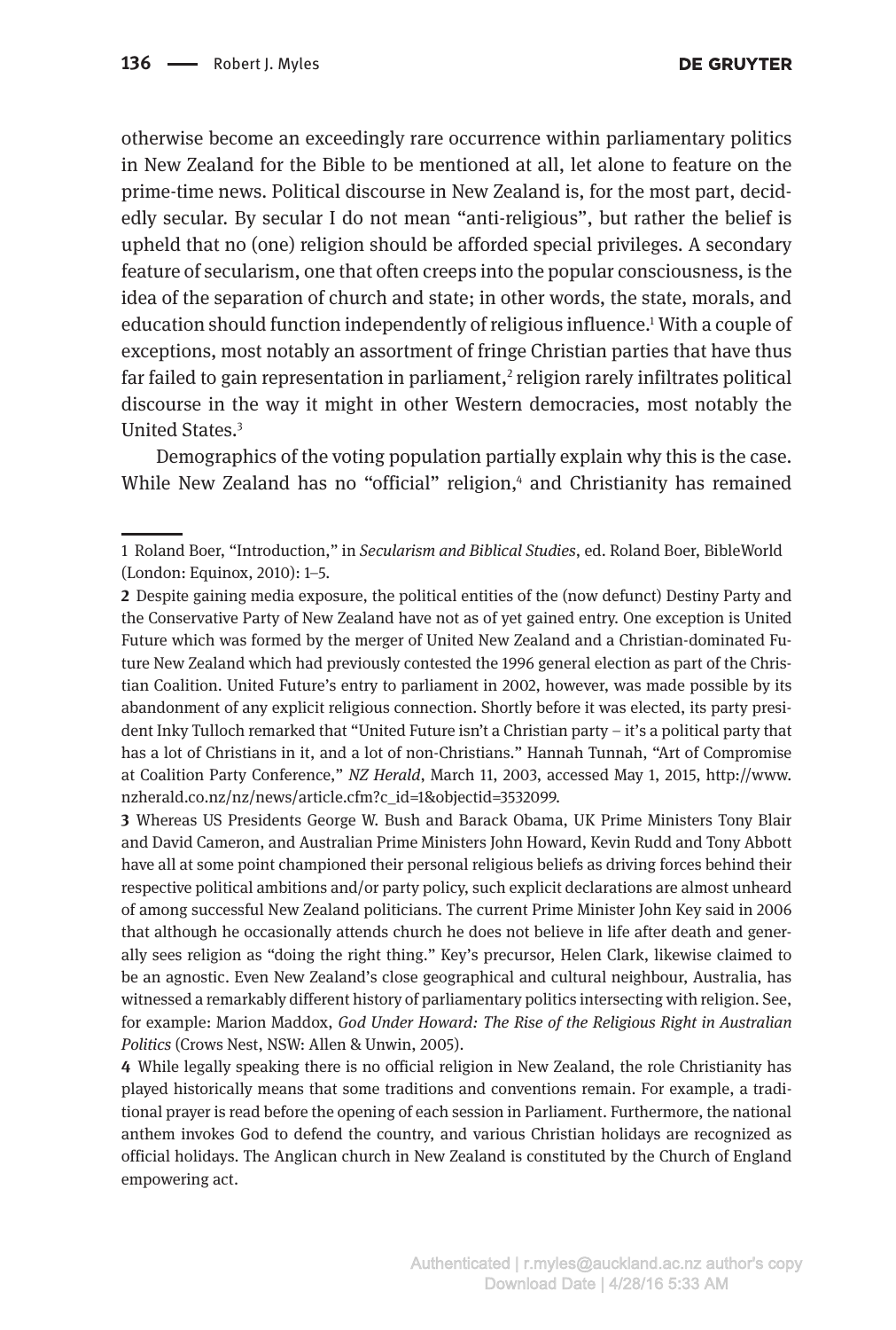otherwise become an exceedingly rare occurrence within parliamentary politics in New Zealand for the Bible to be mentioned at all, let alone to feature on the prime-time news. Political discourse in New Zealand is, for the most part, decidedly secular. By secular I do not mean "anti-religious", but rather the belief is upheld that no (one) religion should be afforded special privileges. A secondary feature of secularism, one that often creeps into the popular consciousness, is the idea of the separation of church and state; in other words, the state, morals, and education should function independently of religious influence.[1] With a couple of exceptions, most notably an assortment of fringe Christian parties that have thus far failed to gain representation in parliament,[2] religion rarely infiltrates political discourse in the way it might in other Western democracies, most notably the United States.[3]

Demographics of the voting population partially explain why this is the case. While New Zealand has no "official" religion,[4] and Christianity has remained

---

1 Roland Boer, "Introduction," in *Secularism and Biblical Studies*, ed. Roland Boer, BibleWorld (London: Equinox, 2010): 1–5.

**2** Despite gaining media exposure, the political entities of the (now defunct) Destiny Party and the Conservative Party of New Zealand have not as of yet gained entry. One exception is United Future which was formed by the merger of United New Zealand and a Christian-dominated Future New Zealand which had previously contested the 1996 general election as part of the Christian Coalition. United Future's entry to parliament in 2002, however, was made possible by its abandonment of any explicit religious connection. Shortly before it was elected, its party president Inky Tulloch remarked that "United Future isn't a Christian party – it's a political party that has a lot of Christians in it, and a lot of non-Christians." Hannah Tunnah, "Art of Compromise at Coalition Party Conference," *NZ Herald*, March 11, 2003, accessed May 1, 2015, http://www.nzherald.co.nz/nz/news/article.cfm?c_id=1&objectid=3532099.

**3** Whereas US Presidents George W. Bush and Barack Obama, UK Prime Ministers Tony Blair and David Cameron, and Australian Prime Ministers John Howard, Kevin Rudd and Tony Abbott have all at some point championed their personal religious beliefs as driving forces behind their respective political ambitions and/or party policy, such explicit declarations are almost unheard of among successful New Zealand politicians. The current Prime Minister John Key said in 2006 that although he occasionally attends church he does not believe in life after death and generally sees religion as "doing the right thing." Key's precursor, Helen Clark, likewise claimed to be an agnostic. Even New Zealand's close geographical and cultural neighbour, Australia, has witnessed a remarkably different history of parliamentary politics intersecting with religion. See, for example: Marion Maddox, *God Under Howard: The Rise of the Religious Right in Australian Politics* (Crows Nest, NSW: Allen & Unwin, 2005).

**4** While legally speaking there is no official religion in New Zealand, the role Christianity has played historically means that some traditions and conventions remain. For example, a traditional prayer is read before the opening of each session in Parliament. Furthermore, the national anthem invokes God to defend the country, and various Christian holidays are recognized as official holidays. The Anglican church in New Zealand is constituted by the Church of England empowering act.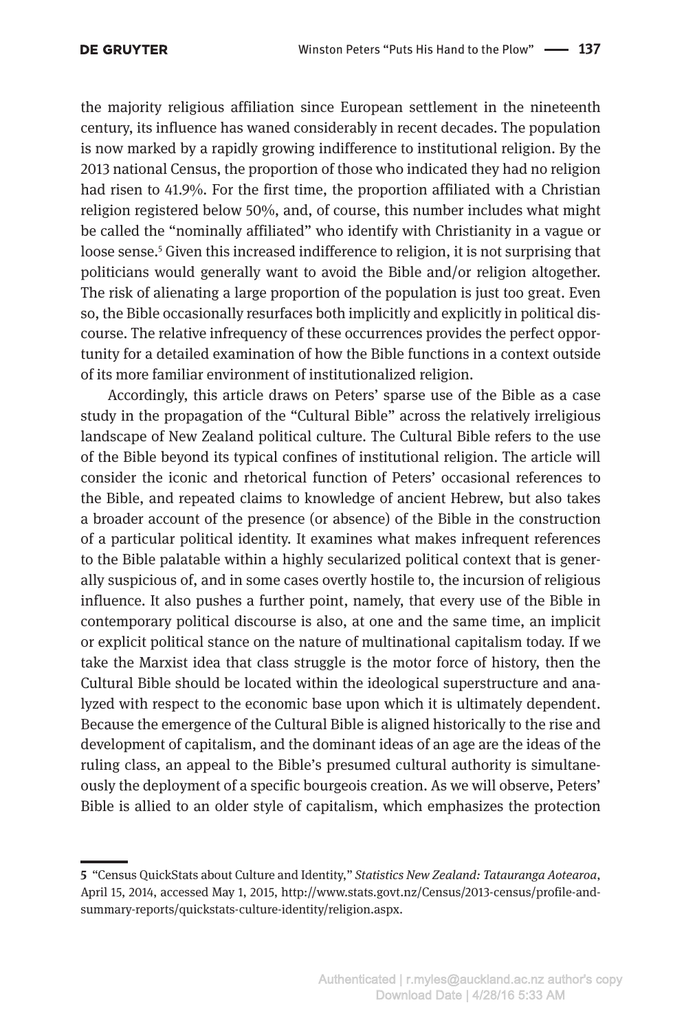the majority religious affiliation since European settlement in the nineteenth century, its influence has waned considerably in recent decades. The population is now marked by a rapidly growing indifference to institutional religion. By the 2013 national Census, the proportion of those who indicated they had no religion had risen to 41.9%. For the first time, the proportion affiliated with a Christian religion registered below 50%, and, of course, this number includes what might be called the "nominally affiliated" who identify with Christianity in a vague or loose sense.[5] Given this increased indifference to religion, it is not surprising that politicians would generally want to avoid the Bible and/or religion altogether. The risk of alienating a large proportion of the population is just too great. Even so, the Bible occasionally resurfaces both implicitly and explicitly in political discourse. The relative infrequency of these occurrences provides the perfect opportunity for a detailed examination of how the Bible functions in a context outside of its more familiar environment of institutionalized religion.

Accordingly, this article draws on Peters' sparse use of the Bible as a case study in the propagation of the "Cultural Bible" across the relatively irreligious landscape of New Zealand political culture. The Cultural Bible refers to the use of the Bible beyond its typical confines of institutional religion. The article will consider the iconic and rhetorical function of Peters' occasional references to the Bible, and repeated claims to knowledge of ancient Hebrew, but also takes a broader account of the presence (or absence) of the Bible in the construction of a particular political identity. It examines what makes infrequent references to the Bible palatable within a highly secularized political context that is generally suspicious of, and in some cases overtly hostile to, the incursion of religious influence. It also pushes a further point, namely, that every use of the Bible in contemporary political discourse is also, at one and the same time, an implicit or explicit political stance on the nature of multinational capitalism today. If we take the Marxist idea that class struggle is the motor force of history, then the Cultural Bible should be located within the ideological superstructure and analyzed with respect to the economic base upon which it is ultimately dependent. Because the emergence of the Cultural Bible is aligned historically to the rise and development of capitalism, and the dominant ideas of an age are the ideas of the ruling class, an appeal to the Bible's presumed cultural authority is simultaneously the deployment of a specific bourgeois creation. As we will observe, Peters' Bible is allied to an older style of capitalism, which emphasizes the protection

---

5 "Census QuickStats about Culture and Identity," *Statistics New Zealand: Tatauranga Aotearoa*, April 15, 2014, accessed May 1, 2015, http://www.stats.govt.nz/Census/2013-census/profile-and-summary-reports/quickstats-culture-identity/religion.aspx.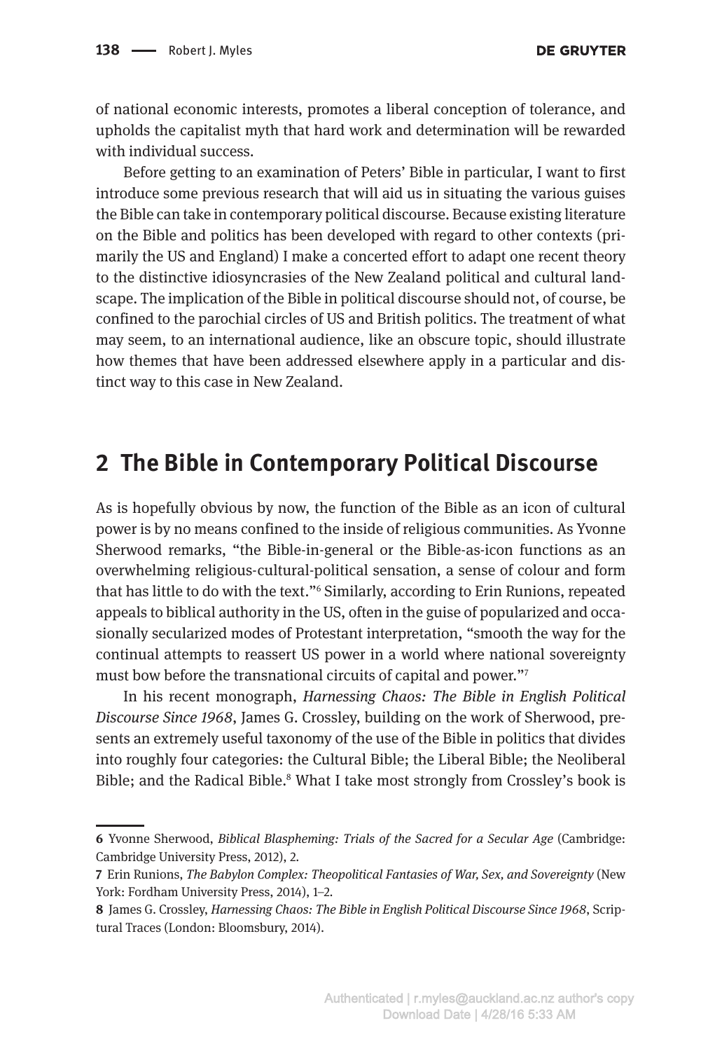of national economic interests, promotes a liberal conception of tolerance, and upholds the capitalist myth that hard work and determination will be rewarded with individual success.

Before getting to an examination of Peters' Bible in particular, I want to first introduce some previous research that will aid us in situating the various guises the Bible can take in contemporary political discourse. Because existing literature on the Bible and politics has been developed with regard to other contexts (primarily the US and England) I make a concerted effort to adapt one recent theory to the distinctive idiosyncrasies of the New Zealand political and cultural landscape. The implication of the Bible in political discourse should not, of course, be confined to the parochial circles of US and British politics. The treatment of what may seem, to an international audience, like an obscure topic, should illustrate how themes that have been addressed elsewhere apply in a particular and distinct way to this case in New Zealand.

## 2 The Bible in Contemporary Political Discourse

As is hopefully obvious by now, the function of the Bible as an icon of cultural power is by no means confined to the inside of religious communities. As Yvonne Sherwood remarks, "the Bible-in-general or the Bible-as-icon functions as an overwhelming religious-cultural-political sensation, a sense of colour and form that has little to do with the text."[6] Similarly, according to Erin Runions, repeated appeals to biblical authority in the US, often in the guise of popularized and occasionally secularized modes of Protestant interpretation, "smooth the way for the continual attempts to reassert US power in a world where national sovereignty must bow before the transnational circuits of capital and power."[7]

In his recent monograph, *Harnessing Chaos: The Bible in English Political Discourse Since 1968*, James G. Crossley, building on the work of Sherwood, presents an extremely useful taxonomy of the use of the Bible in politics that divides into roughly four categories: the Cultural Bible; the Liberal Bible; the Neoliberal Bible; and the Radical Bible.[8] What I take most strongly from Crossley's book is

---

**6** Yvonne Sherwood, *Biblical Blaspheming: Trials of the Sacred for a Secular Age* (Cambridge: Cambridge University Press, 2012), 2.

**7** Erin Runions, *The Babylon Complex: Theopolitical Fantasies of War, Sex, and Sovereignty* (New York: Fordham University Press, 2014), 1–2.

**8** James G. Crossley, *Harnessing Chaos: The Bible in English Political Discourse Since 1968*, Scriptural Traces (London: Bloomsbury, 2014).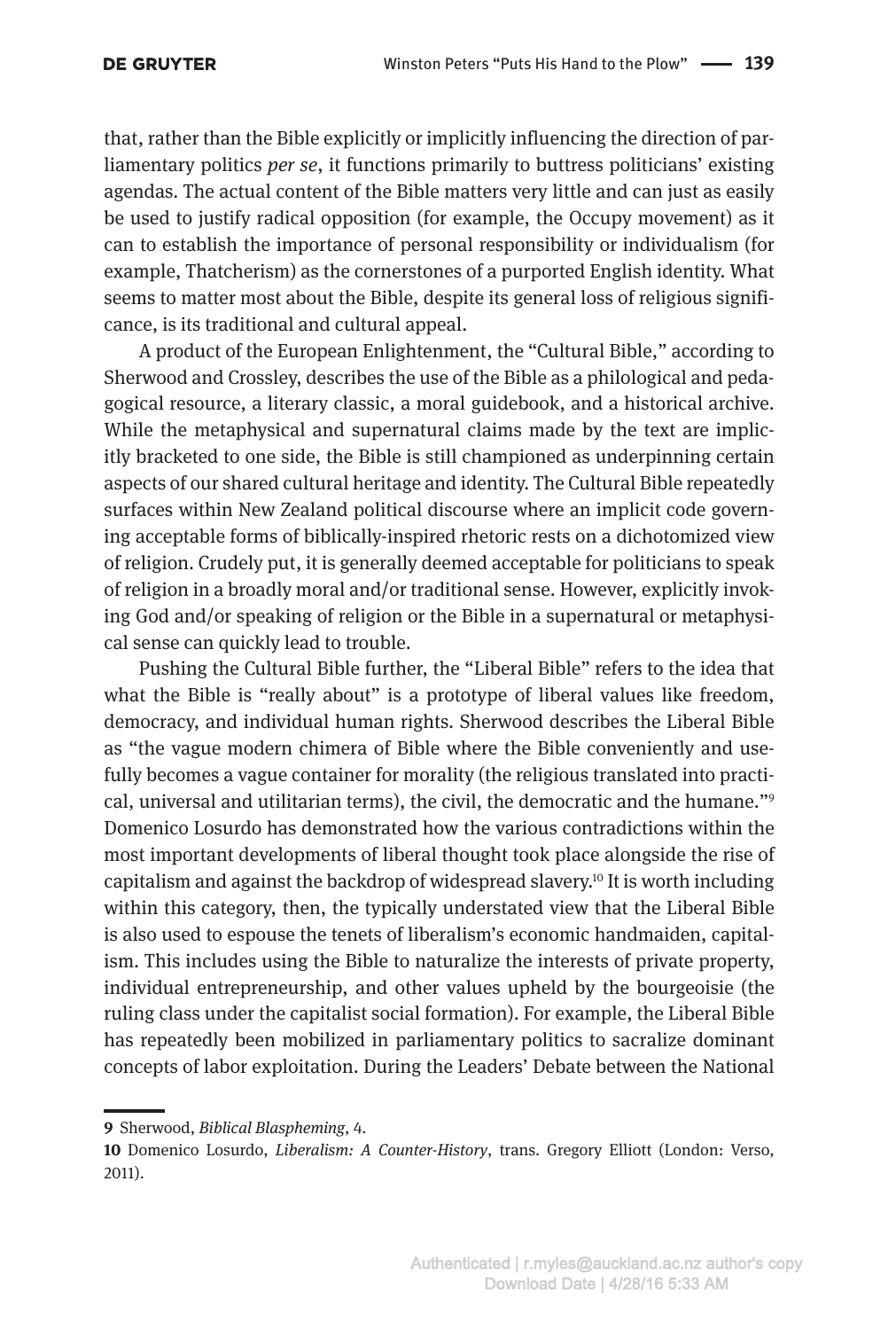that, rather than the Bible explicitly or implicitly influencing the direction of parliamentary politics *per se*, it functions primarily to buttress politicians' existing agendas. The actual content of the Bible matters very little and can just as easily be used to justify radical opposition (for example, the Occupy movement) as it can to establish the importance of personal responsibility or individualism (for example, Thatcherism) as the cornerstones of a purported English identity. What seems to matter most about the Bible, despite its general loss of religious significance, is its traditional and cultural appeal.

A product of the European Enlightenment, the "Cultural Bible," according to Sherwood and Crossley, describes the use of the Bible as a philological and pedagogical resource, a literary classic, a moral guidebook, and a historical archive. While the metaphysical and supernatural claims made by the text are implicitly bracketed to one side, the Bible is still championed as underpinning certain aspects of our shared cultural heritage and identity. The Cultural Bible repeatedly surfaces within New Zealand political discourse where an implicit code governing acceptable forms of biblically-inspired rhetoric rests on a dichotomized view of religion. Crudely put, it is generally deemed acceptable for politicians to speak of religion in a broadly moral and/or traditional sense. However, explicitly invoking God and/or speaking of religion or the Bible in a supernatural or metaphysical sense can quickly lead to trouble.

Pushing the Cultural Bible further, the "Liberal Bible" refers to the idea that what the Bible is "really about" is a prototype of liberal values like freedom, democracy, and individual human rights. Sherwood describes the Liberal Bible as "the vague modern chimera of Bible where the Bible conveniently and usefully becomes a vague container for morality (the religious translated into practical, universal and utilitarian terms), the civil, the democratic and the humane."[9] Domenico Losurdo has demonstrated how the various contradictions within the most important developments of liberal thought took place alongside the rise of capitalism and against the backdrop of widespread slavery.[10] It is worth including within this category, then, the typically understated view that the Liberal Bible is also used to espouse the tenets of liberalism's economic handmaiden, capitalism. This includes using the Bible to naturalize the interests of private property, individual entrepreneurship, and other values upheld by the bourgeoisie (the ruling class under the capitalist social formation). For example, the Liberal Bible has repeatedly been mobilized in parliamentary politics to sacralize dominant concepts of labor exploitation. During the Leaders' Debate between the National

**9** Sherwood, *Biblical Blaspheming*, 4.

**10** Domenico Losurdo, *Liberalism: A Counter-History*, trans. Gregory Elliott (London: Verso, 2011).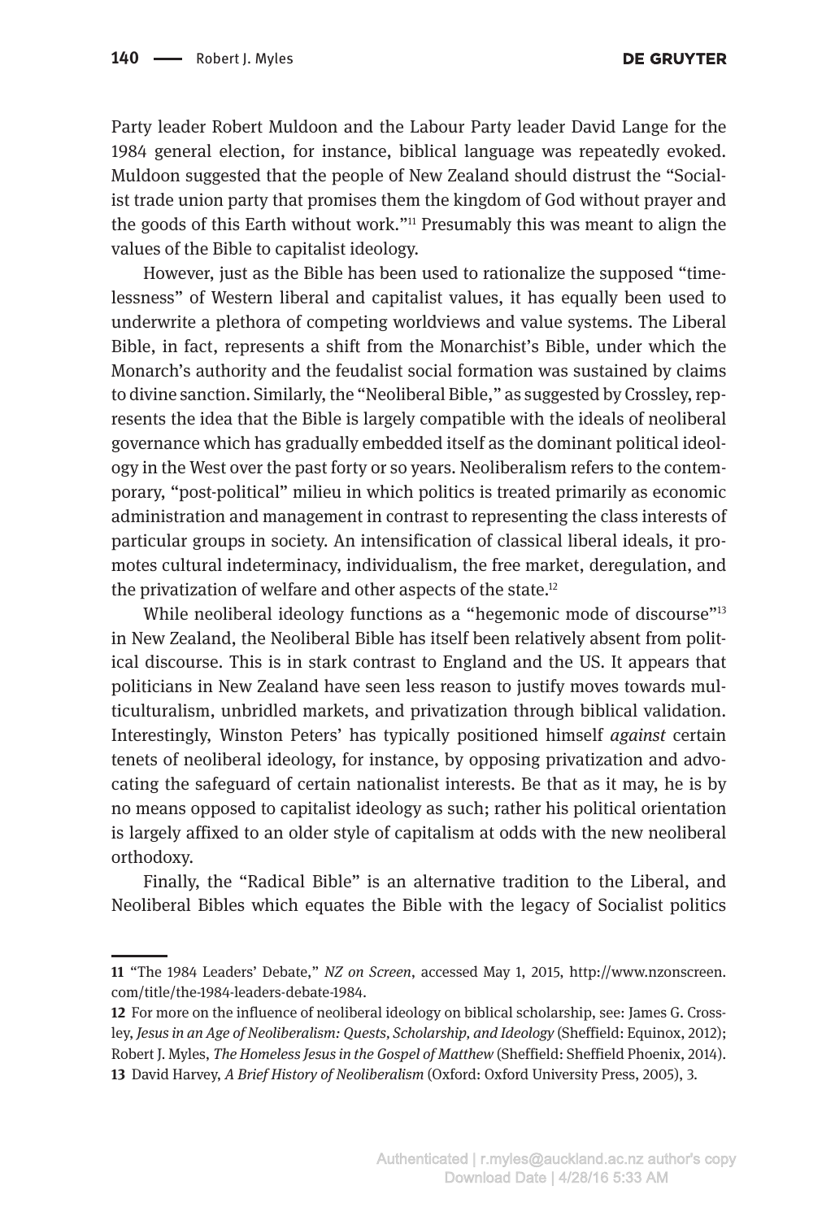Party leader Robert Muldoon and the Labour Party leader David Lange for the 1984 general election, for instance, biblical language was repeatedly evoked. Muldoon suggested that the people of New Zealand should distrust the "Socialist trade union party that promises them the kingdom of God without prayer and the goods of this Earth without work."[11] Presumably this was meant to align the values of the Bible to capitalist ideology.

However, just as the Bible has been used to rationalize the supposed "timelessness" of Western liberal and capitalist values, it has equally been used to underwrite a plethora of competing worldviews and value systems. The Liberal Bible, in fact, represents a shift from the Monarchist's Bible, under which the Monarch's authority and the feudalist social formation was sustained by claims to divine sanction. Similarly, the "Neoliberal Bible," as suggested by Crossley, represents the idea that the Bible is largely compatible with the ideals of neoliberal governance which has gradually embedded itself as the dominant political ideology in the West over the past forty or so years. Neoliberalism refers to the contemporary, "post-political" milieu in which politics is treated primarily as economic administration and management in contrast to representing the class interests of particular groups in society. An intensification of classical liberal ideals, it promotes cultural indeterminacy, individualism, the free market, deregulation, and the privatization of welfare and other aspects of the state.[12]

While neoliberal ideology functions as a "hegemonic mode of discourse"[13] in New Zealand, the Neoliberal Bible has itself been relatively absent from political discourse. This is in stark contrast to England and the US. It appears that politicians in New Zealand have seen less reason to justify moves towards multiculturalism, unbridled markets, and privatization through biblical validation. Interestingly, Winston Peters' has typically positioned himself *against* certain tenets of neoliberal ideology, for instance, by opposing privatization and advocating the safeguard of certain nationalist interests. Be that as it may, he is by no means opposed to capitalist ideology as such; rather his political orientation is largely affixed to an older style of capitalism at odds with the new neoliberal orthodoxy.

Finally, the "Radical Bible" is an alternative tradition to the Liberal, and Neoliberal Bibles which equates the Bible with the legacy of Socialist politics

---

**11** "The 1984 Leaders' Debate," *NZ on Screen*, accessed May 1, 2015, http://www.nzonscreen.com/title/the-1984-leaders-debate-1984.

**12** For more on the influence of neoliberal ideology on biblical scholarship, see: James G. Crossley, *Jesus in an Age of Neoliberalism: Quests, Scholarship, and Ideology* (Sheffield: Equinox, 2012); Robert J. Myles, *The Homeless Jesus in the Gospel of Matthew* (Sheffield: Sheffield Phoenix, 2014).

**13** David Harvey, *A Brief History of Neoliberalism* (Oxford: Oxford University Press, 2005), 3.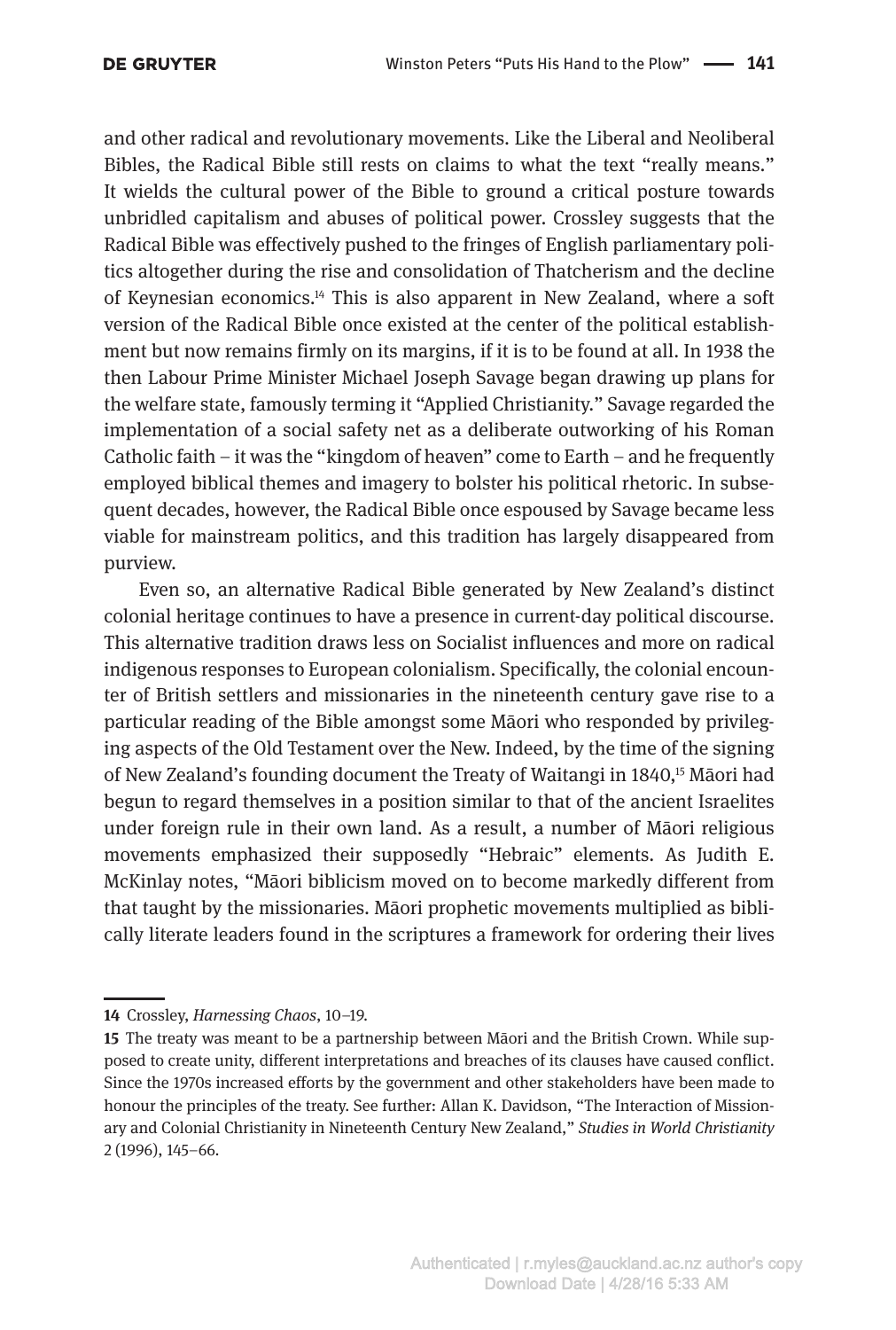and other radical and revolutionary movements. Like the Liberal and Neoliberal Bibles, the Radical Bible still rests on claims to what the text "really means." It wields the cultural power of the Bible to ground a critical posture towards unbridled capitalism and abuses of political power. Crossley suggests that the Radical Bible was effectively pushed to the fringes of English parliamentary politics altogether during the rise and consolidation of Thatcherism and the decline of Keynesian economics.[14] This is also apparent in New Zealand, where a soft version of the Radical Bible once existed at the center of the political establishment but now remains firmly on its margins, if it is to be found at all. In 1938 the then Labour Prime Minister Michael Joseph Savage began drawing up plans for the welfare state, famously terming it "Applied Christianity." Savage regarded the implementation of a social safety net as a deliberate outworking of his Roman Catholic faith – it was the "kingdom of heaven" come to Earth – and he frequently employed biblical themes and imagery to bolster his political rhetoric. In subsequent decades, however, the Radical Bible once espoused by Savage became less viable for mainstream politics, and this tradition has largely disappeared from purview.

Even so, an alternative Radical Bible generated by New Zealand's distinct colonial heritage continues to have a presence in current-day political discourse. This alternative tradition draws less on Socialist influences and more on radical indigenous responses to European colonialism. Specifically, the colonial encounter of British settlers and missionaries in the nineteenth century gave rise to a particular reading of the Bible amongst some Māori who responded by privileging aspects of the Old Testament over the New. Indeed, by the time of the signing of New Zealand's founding document the Treaty of Waitangi in 1840,[15] Māori had begun to regard themselves in a position similar to that of the ancient Israelites under foreign rule in their own land. As a result, a number of Māori religious movements emphasized their supposedly "Hebraic" elements. As Judith E. McKinlay notes, "Māori biblicism moved on to become markedly different from that taught by the missionaries. Māori prophetic movements multiplied as biblically literate leaders found in the scriptures a framework for ordering their lives

---

**14** Crossley, *Harnessing Chaos*, 10–19.

**15** The treaty was meant to be a partnership between Māori and the British Crown. While supposed to create unity, different interpretations and breaches of its clauses have caused conflict. Since the 1970s increased efforts by the government and other stakeholders have been made to honour the principles of the treaty. See further: Allan K. Davidson, "The Interaction of Missionary and Colonial Christianity in Nineteenth Century New Zealand," *Studies in World Christianity* 2 (1996), 145–66.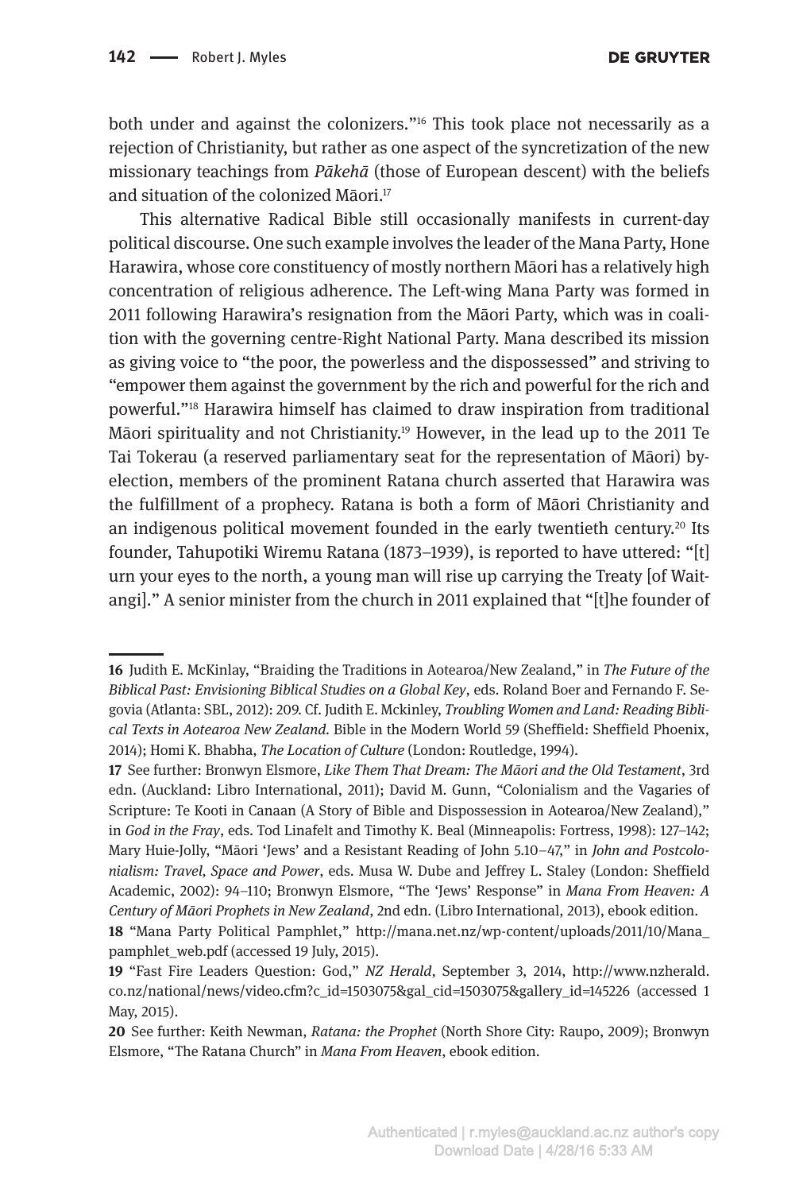both under and against the colonizers."[16] This took place not necessarily as a rejection of Christianity, but rather as one aspect of the syncretization of the new missionary teachings from *Pākehā* (those of European descent) with the beliefs and situation of the colonized Māori.[17]

This alternative Radical Bible still occasionally manifests in current-day political discourse. One such example involves the leader of the Mana Party, Hone Harawira, whose core constituency of mostly northern Māori has a relatively high concentration of religious adherence. The Left-wing Mana Party was formed in 2011 following Harawira's resignation from the Māori Party, which was in coalition with the governing centre-Right National Party. Mana described its mission as giving voice to "the poor, the powerless and the dispossessed" and striving to "empower them against the government by the rich and powerful for the rich and powerful."[18] Harawira himself has claimed to draw inspiration from traditional Māori spirituality and not Christianity.[19] However, in the lead up to the 2011 Te Tai Tokerau (a reserved parliamentary seat for the representation of Māori) by-election, members of the prominent Ratana church asserted that Harawira was the fulfillment of a prophecy. Ratana is both a form of Māori Christianity and an indigenous political movement founded in the early twentieth century.[20] Its founder, Tahupotiki Wiremu Ratana (1873–1939), is reported to have uttered: "[t]urn your eyes to the north, a young man will rise up carrying the Treaty [of Waitangi]." A senior minister from the church in 2011 explained that "[t]he founder of

---

**16** Judith E. McKinlay, "Braiding the Traditions in Aotearoa/New Zealand," in *The Future of the Biblical Past: Envisioning Biblical Studies on a Global Key*, eds. Roland Boer and Fernando F. Segovia (Atlanta: SBL, 2012): 209. Cf. Judith E. Mckinley, *Troubling Women and Land: Reading Biblical Texts in Aotearoa New Zealand*. Bible in the Modern World 59 (Sheffield: Sheffield Phoenix, 2014); Homi K. Bhabha, *The Location of Culture* (London: Routledge, 1994).

**17** See further: Bronwyn Elsmore, *Like Them That Dream: The Māori and the Old Testament*, 3rd edn. (Auckland: Libro International, 2011); David M. Gunn, "Colonialism and the Vagaries of Scripture: Te Kooti in Canaan (A Story of Bible and Dispossession in Aotearoa/New Zealand)," in *God in the Fray*, eds. Tod Linafelt and Timothy K. Beal (Minneapolis: Fortress, 1998): 127–142; Mary Huie-Jolly, "Māori 'Jews' and a Resistant Reading of John 5.10–47," in *John and Postcolonialism: Travel, Space and Power*, eds. Musa W. Dube and Jeffrey L. Staley (London: Sheffield Academic, 2002): 94–110; Bronwyn Elsmore, "The 'Jews' Response" in *Mana From Heaven: A Century of Māori Prophets in New Zealand*, 2nd edn. (Libro International, 2013), ebook edition.

**18** "Mana Party Political Pamphlet," http://mana.net.nz/wp-content/uploads/2011/10/Mana_pamphlet_web.pdf (accessed 19 July, 2015).

**19** "Fast Fire Leaders Question: God," *NZ Herald*, September 3, 2014, http://www.nzherald.co.nz/national/news/video.cfm?c_id=1503075&gal_cid=1503075&gallery_id=145226 (accessed 1 May, 2015).

**20** See further: Keith Newman, *Ratana: the Prophet* (North Shore City: Raupo, 2009); Bronwyn Elsmore, "The Ratana Church" in *Mana From Heaven*, ebook edition.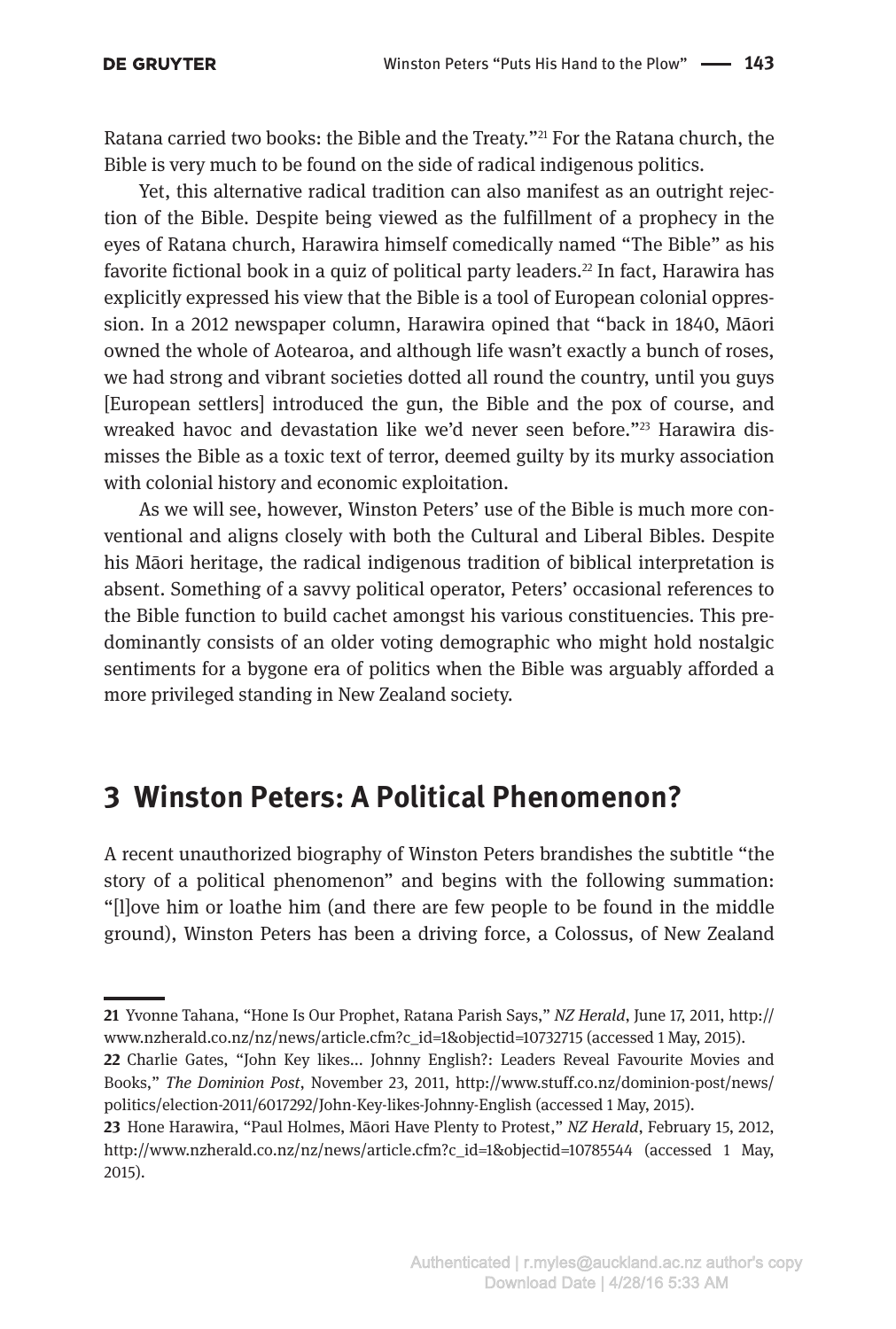Ratana carried two books: the Bible and the Treaty."[21] For the Ratana church, the Bible is very much to be found on the side of radical indigenous politics.

Yet, this alternative radical tradition can also manifest as an outright rejection of the Bible. Despite being viewed as the fulfillment of a prophecy in the eyes of Ratana church, Harawira himself comedically named "The Bible" as his favorite fictional book in a quiz of political party leaders.[22] In fact, Harawira has explicitly expressed his view that the Bible is a tool of European colonial oppression. In a 2012 newspaper column, Harawira opined that "back in 1840, Māori owned the whole of Aotearoa, and although life wasn't exactly a bunch of roses, we had strong and vibrant societies dotted all round the country, until you guys [European settlers] introduced the gun, the Bible and the pox of course, and wreaked havoc and devastation like we'd never seen before."[23] Harawira dismisses the Bible as a toxic text of terror, deemed guilty by its murky association with colonial history and economic exploitation.

As we will see, however, Winston Peters' use of the Bible is much more conventional and aligns closely with both the Cultural and Liberal Bibles. Despite his Māori heritage, the radical indigenous tradition of biblical interpretation is absent. Something of a savvy political operator, Peters' occasional references to the Bible function to build cachet amongst his various constituencies. This predominantly consists of an older voting demographic who might hold nostalgic sentiments for a bygone era of politics when the Bible was arguably afforded a more privileged standing in New Zealand society.

## 3 Winston Peters: A Political Phenomenon?

A recent unauthorized biography of Winston Peters brandishes the subtitle "the story of a political phenomenon" and begins with the following summation: "[l]ove him or loathe him (and there are few people to be found in the middle ground), Winston Peters has been a driving force, a Colossus, of New Zealand

---

**21** Yvonne Tahana, "Hone Is Our Prophet, Ratana Parish Says," *NZ Herald*, June 17, 2011, http://www.nzherald.co.nz/nz/news/article.cfm?c_id=1&objectid=10732715 (accessed 1 May, 2015).

**22** Charlie Gates, "John Key likes… Johnny English?: Leaders Reveal Favourite Movies and Books," *The Dominion Post*, November 23, 2011, http://www.stuff.co.nz/dominion-post/news/politics/election-2011/6017292/John-Key-likes-Johnny-English (accessed 1 May, 2015).

**23** Hone Harawira, "Paul Holmes, Māori Have Plenty to Protest," *NZ Herald*, February 15, 2012, http://www.nzherald.co.nz/nz/news/article.cfm?c_id=1&objectid=10785544 (accessed 1 May, 2015).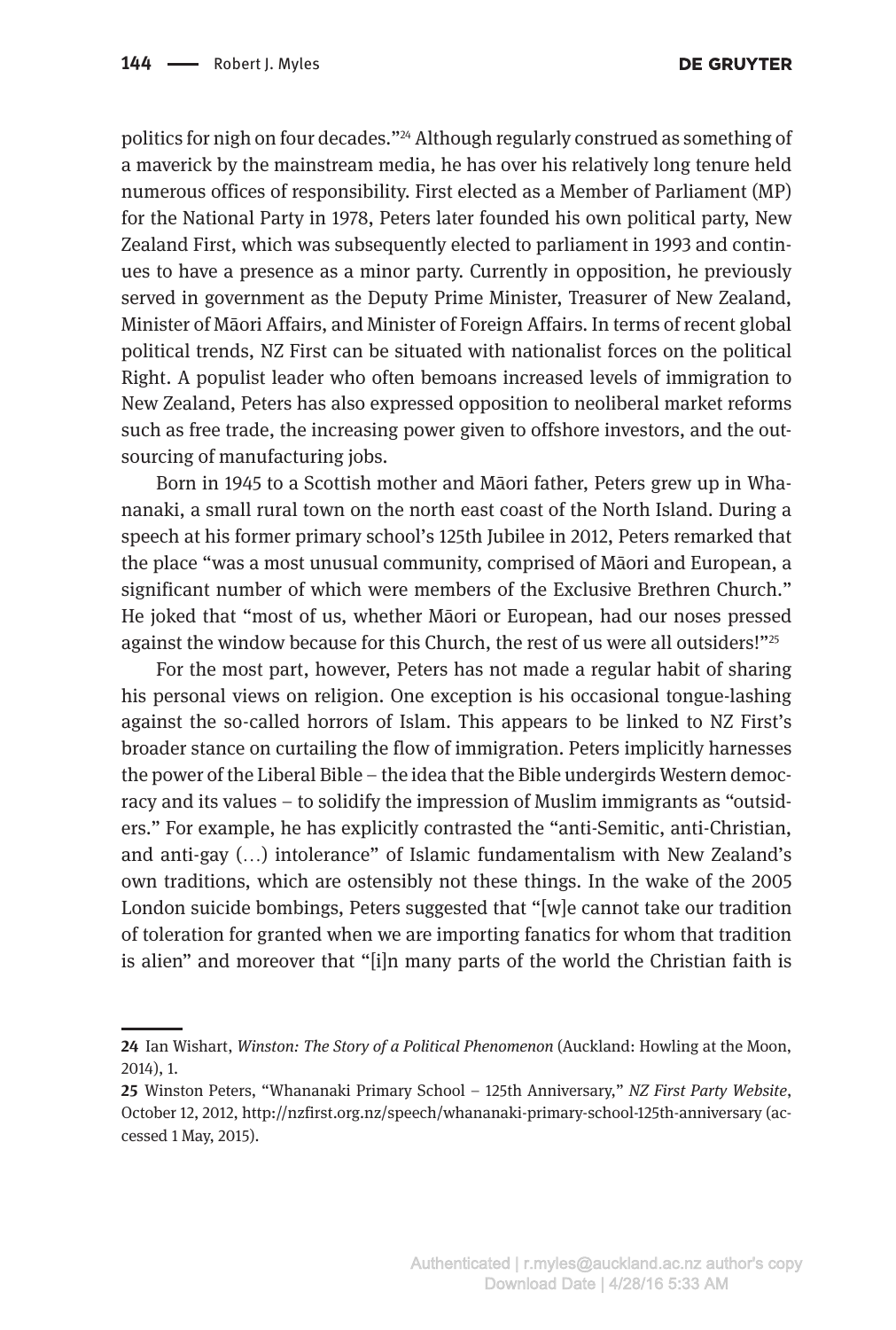politics for nigh on four decades."[24] Although regularly construed as something of a maverick by the mainstream media, he has over his relatively long tenure held numerous offices of responsibility. First elected as a Member of Parliament (MP) for the National Party in 1978, Peters later founded his own political party, New Zealand First, which was subsequently elected to parliament in 1993 and continues to have a presence as a minor party. Currently in opposition, he previously served in government as the Deputy Prime Minister, Treasurer of New Zealand, Minister of Māori Affairs, and Minister of Foreign Affairs. In terms of recent global political trends, NZ First can be situated with nationalist forces on the political Right. A populist leader who often bemoans increased levels of immigration to New Zealand, Peters has also expressed opposition to neoliberal market reforms such as free trade, the increasing power given to offshore investors, and the outsourcing of manufacturing jobs.

Born in 1945 to a Scottish mother and Māori father, Peters grew up in Whananaki, a small rural town on the north east coast of the North Island. During a speech at his former primary school's 125th Jubilee in 2012, Peters remarked that the place "was a most unusual community, comprised of Māori and European, a significant number of which were members of the Exclusive Brethren Church." He joked that "most of us, whether Māori or European, had our noses pressed against the window because for this Church, the rest of us were all outsiders!"[25]

For the most part, however, Peters has not made a regular habit of sharing his personal views on religion. One exception is his occasional tongue-lashing against the so-called horrors of Islam. This appears to be linked to NZ First's broader stance on curtailing the flow of immigration. Peters implicitly harnesses the power of the Liberal Bible – the idea that the Bible undergirds Western democracy and its values – to solidify the impression of Muslim immigrants as "outsiders." For example, he has explicitly contrasted the "anti-Semitic, anti-Christian, and anti-gay (…) intolerance" of Islamic fundamentalism with New Zealand's own traditions, which are ostensibly not these things. In the wake of the 2005 London suicide bombings, Peters suggested that "[w]e cannot take our tradition of toleration for granted when we are importing fanatics for whom that tradition is alien" and moreover that "[i]n many parts of the world the Christian faith is

---

**24** Ian Wishart, *Winston: The Story of a Political Phenomenon* (Auckland: Howling at the Moon, 2014), 1.

**25** Winston Peters, "Whananaki Primary School – 125th Anniversary," *NZ First Party Website*, October 12, 2012, http://nzfirst.org.nz/speech/whananaki-primary-school-125th-anniversary (accessed 1 May, 2015).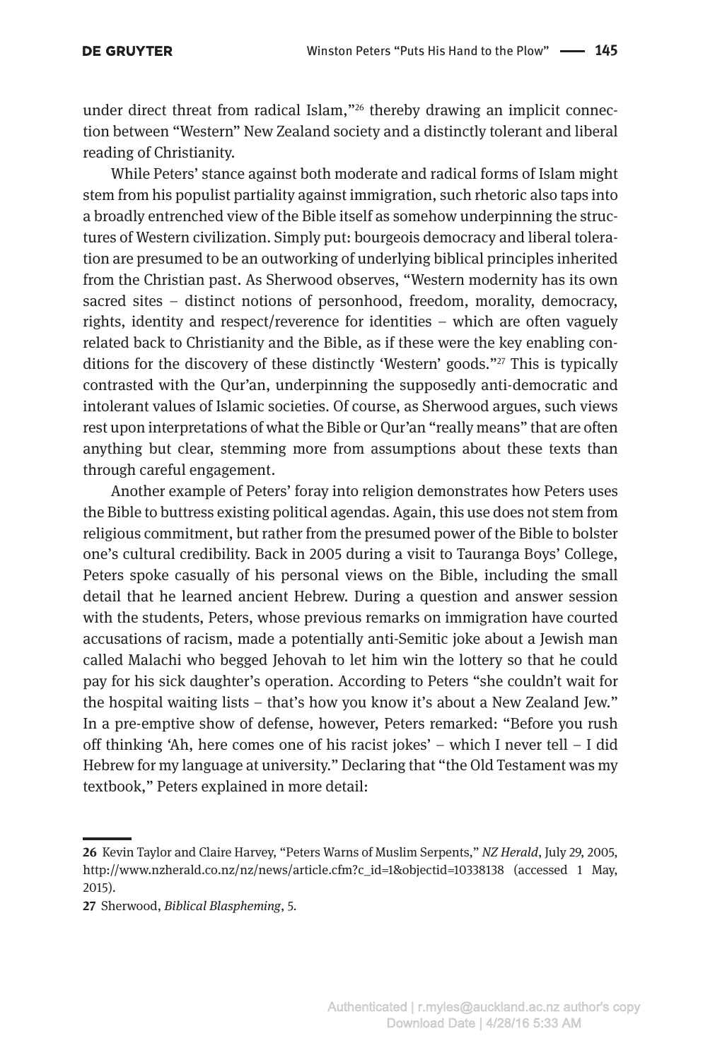under direct threat from radical Islam,"[26] thereby drawing an implicit connection between "Western" New Zealand society and a distinctly tolerant and liberal reading of Christianity.

While Peters' stance against both moderate and radical forms of Islam might stem from his populist partiality against immigration, such rhetoric also taps into a broadly entrenched view of the Bible itself as somehow underpinning the structures of Western civilization. Simply put: bourgeois democracy and liberal toleration are presumed to be an outworking of underlying biblical principles inherited from the Christian past. As Sherwood observes, "Western modernity has its own sacred sites – distinct notions of personhood, freedom, morality, democracy, rights, identity and respect/reverence for identities – which are often vaguely related back to Christianity and the Bible, as if these were the key enabling conditions for the discovery of these distinctly 'Western' goods."[27] This is typically contrasted with the Qur'an, underpinning the supposedly anti-democratic and intolerant values of Islamic societies. Of course, as Sherwood argues, such views rest upon interpretations of what the Bible or Qur'an "really means" that are often anything but clear, stemming more from assumptions about these texts than through careful engagement.

Another example of Peters' foray into religion demonstrates how Peters uses the Bible to buttress existing political agendas. Again, this use does not stem from religious commitment, but rather from the presumed power of the Bible to bolster one's cultural credibility. Back in 2005 during a visit to Tauranga Boys' College, Peters spoke casually of his personal views on the Bible, including the small detail that he learned ancient Hebrew. During a question and answer session with the students, Peters, whose previous remarks on immigration have courted accusations of racism, made a potentially anti-Semitic joke about a Jewish man called Malachi who begged Jehovah to let him win the lottery so that he could pay for his sick daughter's operation. According to Peters "she couldn't wait for the hospital waiting lists – that's how you know it's about a New Zealand Jew." In a pre-emptive show of defense, however, Peters remarked: "Before you rush off thinking 'Ah, here comes one of his racist jokes' – which I never tell – I did Hebrew for my language at university." Declaring that "the Old Testament was my textbook," Peters explained in more detail:

---

**26** Kevin Taylor and Claire Harvey, "Peters Warns of Muslim Serpents," *NZ Herald*, July 29, 2005, http://www.nzherald.co.nz/nz/news/article.cfm?c_id=1&objectid=10338138 (accessed 1 May, 2015).

**27** Sherwood, *Biblical Blaspheming*, 5.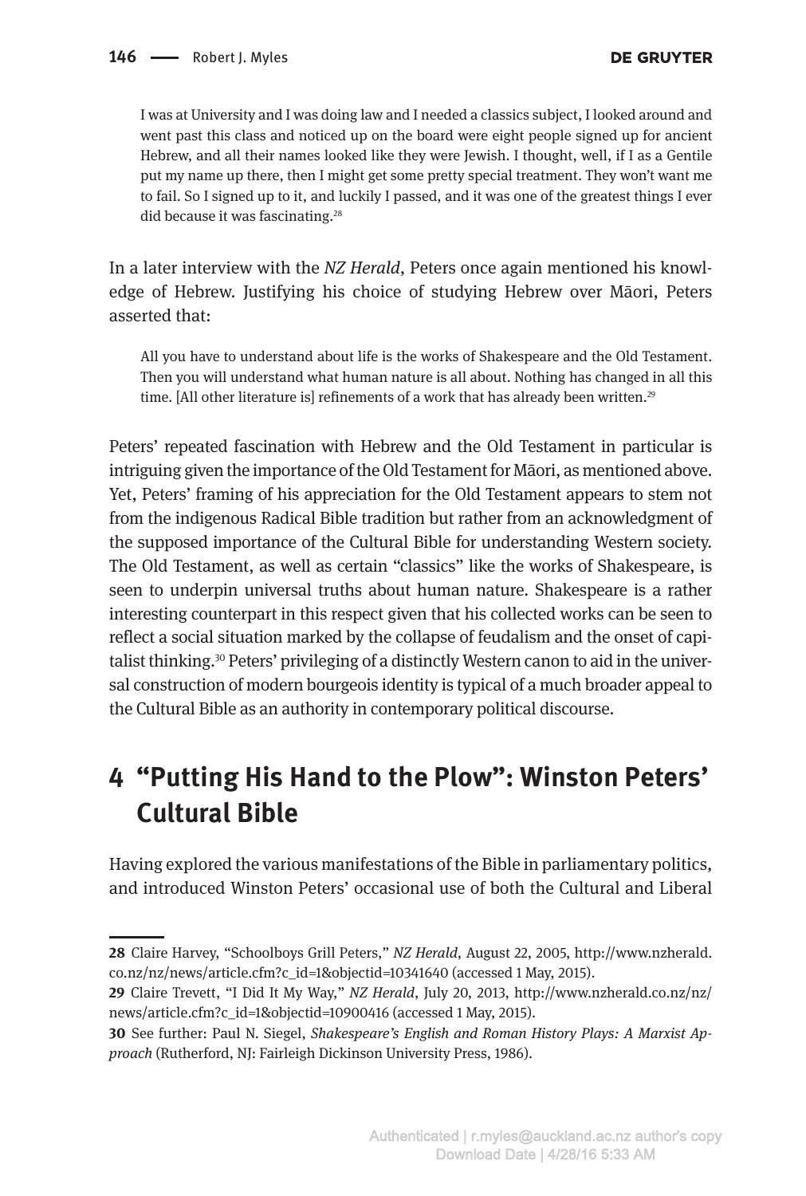> I was at University and I was doing law and I needed a classics subject, I looked around and went past this class and noticed up on the board were eight people signed up for ancient Hebrew, and all their names looked like they were Jewish. I thought, well, if I as a Gentile put my name up there, then I might get some pretty special treatment. They won't want me to fail. So I signed up to it, and luckily I passed, and it was one of the greatest things I ever did because it was fascinating.[28]

In a later interview with the *NZ Herald*, Peters once again mentioned his knowledge of Hebrew. Justifying his choice of studying Hebrew over Māori, Peters asserted that:

> All you have to understand about life is the works of Shakespeare and the Old Testament. Then you will understand what human nature is all about. Nothing has changed in all this time. [All other literature is] refinements of a work that has already been written.[29]

Peters' repeated fascination with Hebrew and the Old Testament in particular is intriguing given the importance of the Old Testament for Māori, as mentioned above. Yet, Peters' framing of his appreciation for the Old Testament appears to stem not from the indigenous Radical Bible tradition but rather from an acknowledgment of the supposed importance of the Cultural Bible for understanding Western society. The Old Testament, as well as certain "classics" like the works of Shakespeare, is seen to underpin universal truths about human nature. Shakespeare is a rather interesting counterpart in this respect given that his collected works can be seen to reflect a social situation marked by the collapse of feudalism and the onset of capitalist thinking.[30] Peters' privileging of a distinctly Western canon to aid in the universal construction of modern bourgeois identity is typical of a much broader appeal to the Cultural Bible as an authority in contemporary political discourse.

## 4 "Putting His Hand to the Plow": Winston Peters' Cultural Bible

Having explored the various manifestations of the Bible in parliamentary politics, and introduced Winston Peters' occasional use of both the Cultural and Liberal

---

**28** Claire Harvey, "Schoolboys Grill Peters," *NZ Herald*, August 22, 2005, http://www.nzherald.co.nz/nz/news/article.cfm?c_id=1&objectid=10341640 (accessed 1 May, 2015).

**29** Claire Trevett, "I Did It My Way," *NZ Herald*, July 20, 2013, http://www.nzherald.co.nz/nz/news/article.cfm?c_id=1&objectid=10900416 (accessed 1 May, 2015).

**30** See further: Paul N. Siegel, *Shakespeare's English and Roman History Plays: A Marxist Approach* (Rutherford, NJ: Fairleigh Dickinson University Press, 1986).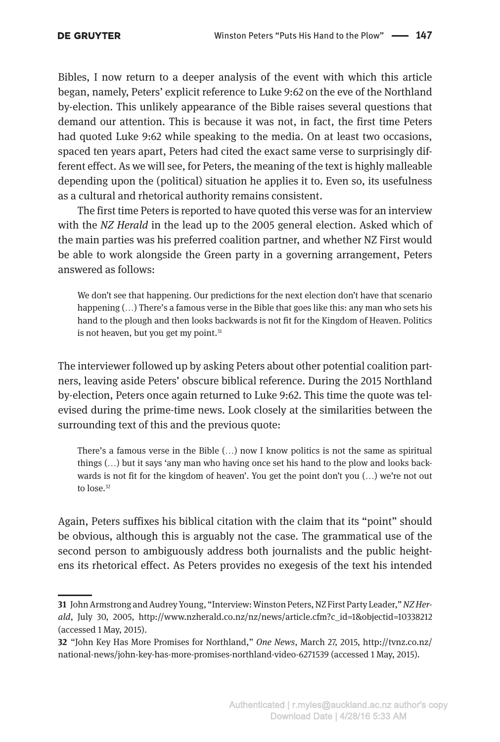Bibles, I now return to a deeper analysis of the event with which this article began, namely, Peters' explicit reference to Luke 9:62 on the eve of the Northland by-election. This unlikely appearance of the Bible raises several questions that demand our attention. This is because it was not, in fact, the first time Peters had quoted Luke 9:62 while speaking to the media. On at least two occasions, spaced ten years apart, Peters had cited the exact same verse to surprisingly different effect. As we will see, for Peters, the meaning of the text is highly malleable depending upon the (political) situation he applies it to. Even so, its usefulness as a cultural and rhetorical authority remains consistent.

The first time Peters is reported to have quoted this verse was for an interview with the *NZ Herald* in the lead up to the 2005 general election. Asked which of the main parties was his preferred coalition partner, and whether NZ First would be able to work alongside the Green party in a governing arrangement, Peters answered as follows:

> We don't see that happening. Our predictions for the next election don't have that scenario happening (…) There's a famous verse in the Bible that goes like this: any man who sets his hand to the plough and then looks backwards is not fit for the Kingdom of Heaven. Politics is not heaven, but you get my point.[31]

The interviewer followed up by asking Peters about other potential coalition partners, leaving aside Peters' obscure biblical reference. During the 2015 Northland by-election, Peters once again returned to Luke 9:62. This time the quote was televised during the prime-time news. Look closely at the similarities between the surrounding text of this and the previous quote:

> There's a famous verse in the Bible (…) now I know politics is not the same as spiritual things (…) but it says 'any man who having once set his hand to the plow and looks backwards is not fit for the kingdom of heaven'. You get the point don't you (…) we're not out to lose.[32]

Again, Peters suffixes his biblical citation with the claim that its "point" should be obvious, although this is arguably not the case. The grammatical use of the second person to ambiguously address both journalists and the public heightens its rhetorical effect. As Peters provides no exegesis of the text his intended

---

**31** John Armstrong and Audrey Young, "Interview: Winston Peters, NZ First Party Leader," *NZ Herald*, July 30, 2005, http://www.nzherald.co.nz/nz/news/article.cfm?c_id=1&objectid=10338212 (accessed 1 May, 2015).

**32** "John Key Has More Promises for Northland," *One News*, March 27, 2015, http://tvnz.co.nz/national-news/john-key-has-more-promises-northland-video-6271539 (accessed 1 May, 2015).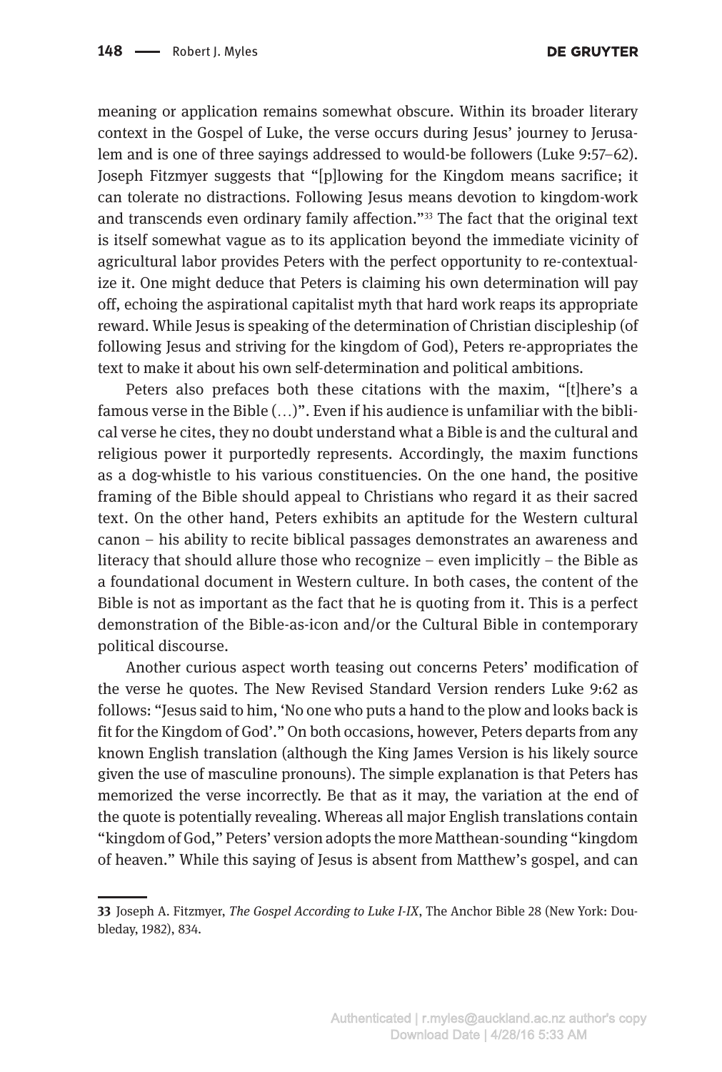meaning or application remains somewhat obscure. Within its broader literary context in the Gospel of Luke, the verse occurs during Jesus' journey to Jerusalem and is one of three sayings addressed to would-be followers (Luke 9:57–62). Joseph Fitzmyer suggests that "[p]lowing for the Kingdom means sacrifice; it can tolerate no distractions. Following Jesus means devotion to kingdom-work and transcends even ordinary family affection."[33] The fact that the original text is itself somewhat vague as to its application beyond the immediate vicinity of agricultural labor provides Peters with the perfect opportunity to re-contextualize it. One might deduce that Peters is claiming his own determination will pay off, echoing the aspirational capitalist myth that hard work reaps its appropriate reward. While Jesus is speaking of the determination of Christian discipleship (of following Jesus and striving for the kingdom of God), Peters re-appropriates the text to make it about his own self-determination and political ambitions.

Peters also prefaces both these citations with the maxim, "[t]here's a famous verse in the Bible (…)". Even if his audience is unfamiliar with the biblical verse he cites, they no doubt understand what a Bible is and the cultural and religious power it purportedly represents. Accordingly, the maxim functions as a dog-whistle to his various constituencies. On the one hand, the positive framing of the Bible should appeal to Christians who regard it as their sacred text. On the other hand, Peters exhibits an aptitude for the Western cultural canon – his ability to recite biblical passages demonstrates an awareness and literacy that should allure those who recognize – even implicitly – the Bible as a foundational document in Western culture. In both cases, the content of the Bible is not as important as the fact that he is quoting from it. This is a perfect demonstration of the Bible-as-icon and/or the Cultural Bible in contemporary political discourse.

Another curious aspect worth teasing out concerns Peters' modification of the verse he quotes. The New Revised Standard Version renders Luke 9:62 as follows: "Jesus said to him, 'No one who puts a hand to the plow and looks back is fit for the Kingdom of God'." On both occasions, however, Peters departs from any known English translation (although the King James Version is his likely source given the use of masculine pronouns). The simple explanation is that Peters has memorized the verse incorrectly. Be that as it may, the variation at the end of the quote is potentially revealing. Whereas all major English translations contain "kingdom of God," Peters' version adopts the more Matthean-sounding "kingdom of heaven." While this saying of Jesus is absent from Matthew's gospel, and can

---

33 Joseph A. Fitzmyer, *The Gospel According to Luke I-IX*, The Anchor Bible 28 (New York: Doubleday, 1982), 834.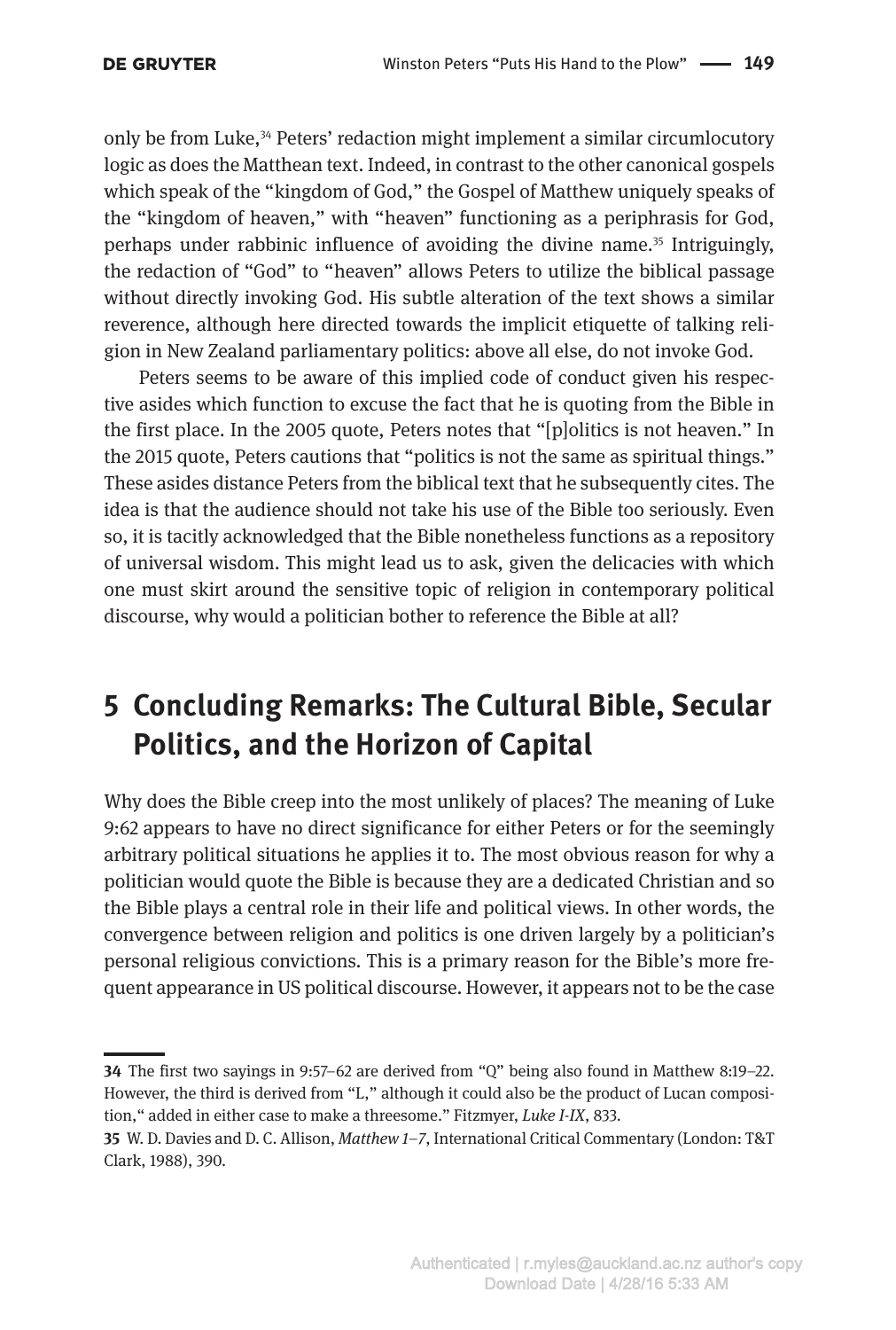only be from Luke,[34] Peters' redaction might implement a similar circumlocutory logic as does the Matthean text. Indeed, in contrast to the other canonical gospels which speak of the "kingdom of God," the Gospel of Matthew uniquely speaks of the "kingdom of heaven," with "heaven" functioning as a periphrasis for God, perhaps under rabbinic influence of avoiding the divine name.[35] Intriguingly, the redaction of "God" to "heaven" allows Peters to utilize the biblical passage without directly invoking God. His subtle alteration of the text shows a similar reverence, although here directed towards the implicit etiquette of talking religion in New Zealand parliamentary politics: above all else, do not invoke God.

Peters seems to be aware of this implied code of conduct given his respective asides which function to excuse the fact that he is quoting from the Bible in the first place. In the 2005 quote, Peters notes that "[p]olitics is not heaven." In the 2015 quote, Peters cautions that "politics is not the same as spiritual things." These asides distance Peters from the biblical text that he subsequently cites. The idea is that the audience should not take his use of the Bible too seriously. Even so, it is tacitly acknowledged that the Bible nonetheless functions as a repository of universal wisdom. This might lead us to ask, given the delicacies with which one must skirt around the sensitive topic of religion in contemporary political discourse, why would a politician bother to reference the Bible at all?

## 5 Concluding Remarks: The Cultural Bible, Secular Politics, and the Horizon of Capital

Why does the Bible creep into the most unlikely of places? The meaning of Luke 9:62 appears to have no direct significance for either Peters or for the seemingly arbitrary political situations he applies it to. The most obvious reason for why a politician would quote the Bible is because they are a dedicated Christian and so the Bible plays a central role in their life and political views. In other words, the convergence between religion and politics is one driven largely by a politician's personal religious convictions. This is a primary reason for the Bible's more frequent appearance in US political discourse. However, it appears not to be the case

---

**34** The first two sayings in 9:57–62 are derived from "Q" being also found in Matthew 8:19–22. However, the third is derived from "L," although it could also be the product of Lucan composition," added in either case to make a threesome." Fitzmyer, *Luke I-IX*, 833.

**35** W. D. Davies and D. C. Allison, *Matthew 1–7*, International Critical Commentary (London: T&T Clark, 1988), 390.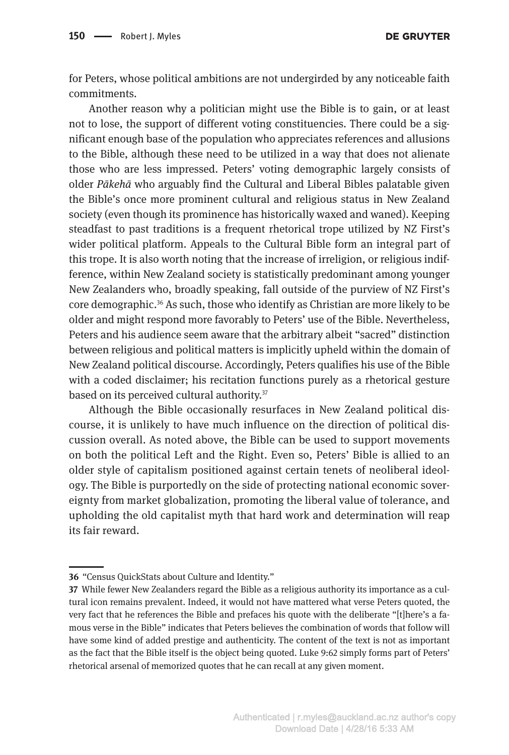for Peters, whose political ambitions are not undergirded by any noticeable faith commitments.

Another reason why a politician might use the Bible is to gain, or at least not to lose, the support of different voting constituencies. There could be a significant enough base of the population who appreciates references and allusions to the Bible, although these need to be utilized in a way that does not alienate those who are less impressed. Peters' voting demographic largely consists of older *Pākehā* who arguably find the Cultural and Liberal Bibles palatable given the Bible's once more prominent cultural and religious status in New Zealand society (even though its prominence has historically waxed and waned). Keeping steadfast to past traditions is a frequent rhetorical trope utilized by NZ First's wider political platform. Appeals to the Cultural Bible form an integral part of this trope. It is also worth noting that the increase of irreligion, or religious indifference, within New Zealand society is statistically predominant among younger New Zealanders who, broadly speaking, fall outside of the purview of NZ First's core demographic.[36] As such, those who identify as Christian are more likely to be older and might respond more favorably to Peters' use of the Bible. Nevertheless, Peters and his audience seem aware that the arbitrary albeit "sacred" distinction between religious and political matters is implicitly upheld within the domain of New Zealand political discourse. Accordingly, Peters qualifies his use of the Bible with a coded disclaimer; his recitation functions purely as a rhetorical gesture based on its perceived cultural authority.[37]

Although the Bible occasionally resurfaces in New Zealand political discourse, it is unlikely to have much influence on the direction of political discussion overall. As noted above, the Bible can be used to support movements on both the political Left and the Right. Even so, Peters' Bible is allied to an older style of capitalism positioned against certain tenets of neoliberal ideology. The Bible is purportedly on the side of protecting national economic sovereignty from market globalization, promoting the liberal value of tolerance, and upholding the old capitalist myth that hard work and determination will reap its fair reward.

---

**36** "Census QuickStats about Culture and Identity."

**37** While fewer New Zealanders regard the Bible as a religious authority its importance as a cultural icon remains prevalent. Indeed, it would not have mattered what verse Peters quoted, the very fact that he references the Bible and prefaces his quote with the deliberate "[t]here's a famous verse in the Bible" indicates that Peters believes the combination of words that follow will have some kind of added prestige and authenticity. The content of the text is not as important as the fact that the Bible itself is the object being quoted. Luke 9:62 simply forms part of Peters' rhetorical arsenal of memorized quotes that he can recall at any given moment.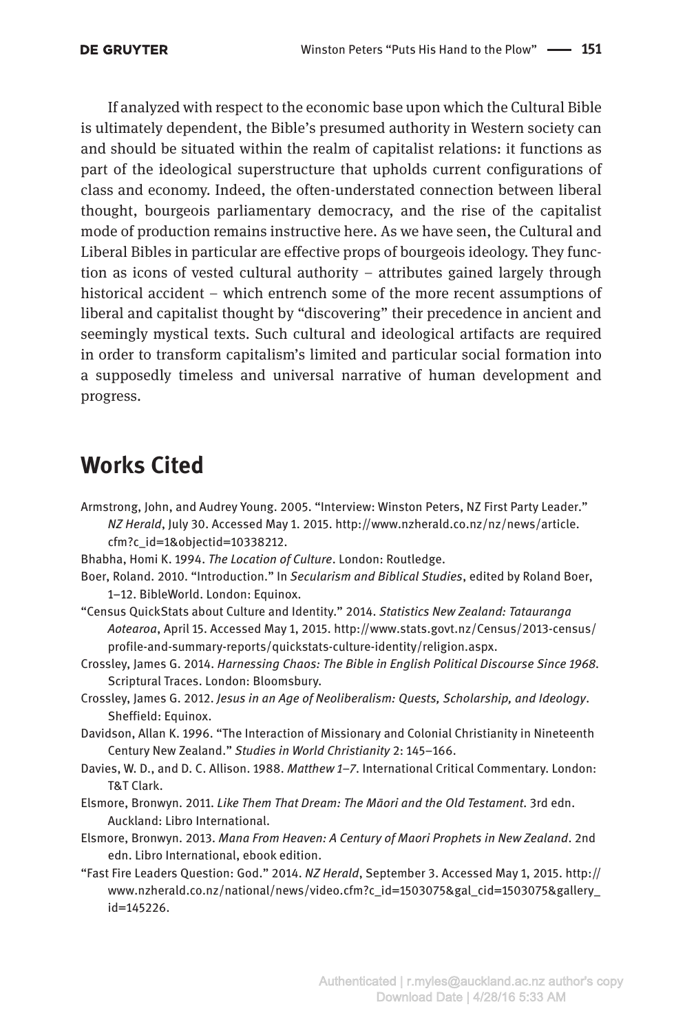If analyzed with respect to the economic base upon which the Cultural Bible is ultimately dependent, the Bible's presumed authority in Western society can and should be situated within the realm of capitalist relations: it functions as part of the ideological superstructure that upholds current configurations of class and economy. Indeed, the often-understated connection between liberal thought, bourgeois parliamentary democracy, and the rise of the capitalist mode of production remains instructive here. As we have seen, the Cultural and Liberal Bibles in particular are effective props of bourgeois ideology. They function as icons of vested cultural authority – attributes gained largely through historical accident – which entrench some of the more recent assumptions of liberal and capitalist thought by "discovering" their precedence in ancient and seemingly mystical texts. Such cultural and ideological artifacts are required in order to transform capitalism's limited and particular social formation into a supposedly timeless and universal narrative of human development and progress.

## Works Cited

Armstrong, John, and Audrey Young. 2005. "Interview: Winston Peters, NZ First Party Leader." *NZ Herald*, July 30. Accessed May 1. 2015. http://www.nzherald.co.nz/nz/news/article.cfm?c_id=1&objectid=10338212.

Bhabha, Homi K. 1994. *The Location of Culture*. London: Routledge.

Boer, Roland. 2010. "Introduction." In *Secularism and Biblical Studies*, edited by Roland Boer, 1–12. BibleWorld. London: Equinox.

"Census QuickStats about Culture and Identity." 2014. *Statistics New Zealand: Tatauranga Aotearoa*, April 15. Accessed May 1, 2015. http://www.stats.govt.nz/Census/2013-census/profile-and-summary-reports/quickstats-culture-identity/religion.aspx.

Crossley, James G. 2014. *Harnessing Chaos: The Bible in English Political Discourse Since 1968*. Scriptural Traces. London: Bloomsbury.

Crossley, James G. 2012. *Jesus in an Age of Neoliberalism: Quests, Scholarship, and Ideology*. Sheffield: Equinox.

Davidson, Allan K. 1996. "The Interaction of Missionary and Colonial Christianity in Nineteenth Century New Zealand." *Studies in World Christianity* 2: 145–166.

Davies, W. D., and D. C. Allison. 1988. *Matthew 1–7*. International Critical Commentary. London: T&T Clark.

Elsmore, Bronwyn. 2011. *Like Them That Dream: The Māori and the Old Testament*. 3rd edn. Auckland: Libro International.

Elsmore, Bronwyn. 2013. *Mana From Heaven: A Century of Maori Prophets in New Zealand*. 2nd edn. Libro International, ebook edition.

"Fast Fire Leaders Question: God." 2014. *NZ Herald*, September 3. Accessed May 1, 2015. http://www.nzherald.co.nz/national/news/video.cfm?c_id=1503075&gal_cid=1503075&gallery_id=145226.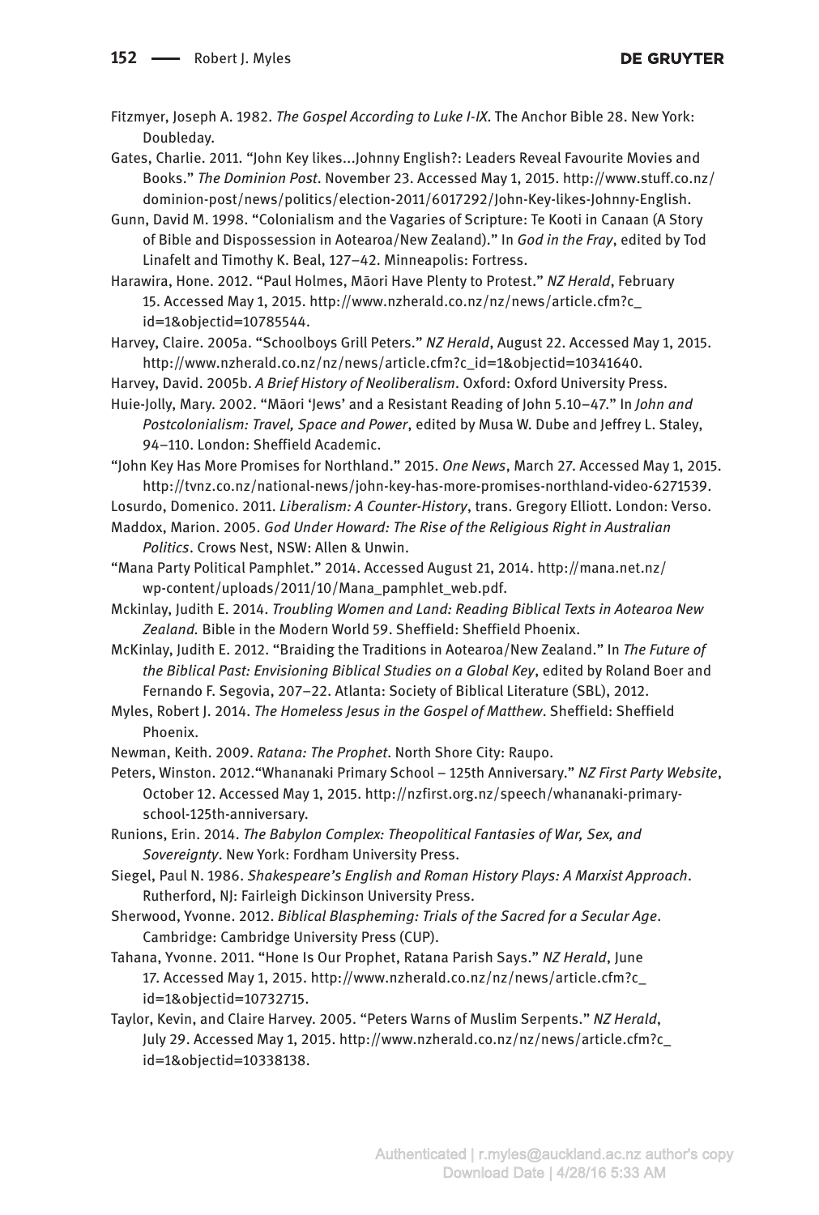Fitzmyer, Joseph A. 1982. *The Gospel According to Luke I-IX*. The Anchor Bible 28. New York: Doubleday.

Gates, Charlie. 2011. "John Key likes...Johnny English?: Leaders Reveal Favourite Movies and Books." *The Dominion Post*. November 23. Accessed May 1, 2015. http://www.stuff.co.nz/dominion-post/news/politics/election-2011/6017292/John-Key-likes-Johnny-English.

Gunn, David M. 1998. "Colonialism and the Vagaries of Scripture: Te Kooti in Canaan (A Story of Bible and Dispossession in Aotearoa/New Zealand)." In *God in the Fray*, edited by Tod Linafelt and Timothy K. Beal, 127–42. Minneapolis: Fortress.

Harawira, Hone. 2012. "Paul Holmes, Māori Have Plenty to Protest." *NZ Herald*, February 15. Accessed May 1, 2015. http://www.nzherald.co.nz/nz/news/article.cfm?c_id=1&objectid=10785544.

Harvey, Claire. 2005a. "Schoolboys Grill Peters." *NZ Herald*, August 22. Accessed May 1, 2015. http://www.nzherald.co.nz/nz/news/article.cfm?c_id=1&objectid=10341640.

Harvey, David. 2005b. *A Brief History of Neoliberalism*. Oxford: Oxford University Press.

Huie-Jolly, Mary. 2002. "Māori 'Jews' and a Resistant Reading of John 5.10–47." In *John and Postcolonialism: Travel, Space and Power*, edited by Musa W. Dube and Jeffrey L. Staley, 94–110. London: Sheffield Academic.

"John Key Has More Promises for Northland." 2015. *One News*, March 27. Accessed May 1, 2015. http://tvnz.co.nz/national-news/john-key-has-more-promises-northland-video-6271539.

Losurdo, Domenico. 2011. *Liberalism: A Counter-History*, trans. Gregory Elliott. London: Verso.

Maddox, Marion. 2005. *God Under Howard: The Rise of the Religious Right in Australian Politics*. Crows Nest, NSW: Allen & Unwin.

"Mana Party Political Pamphlet." 2014. Accessed August 21, 2014. http://mana.net.nz/wp-content/uploads/2011/10/Mana_pamphlet_web.pdf.

Mckinlay, Judith E. 2014. *Troubling Women and Land: Reading Biblical Texts in Aotearoa New Zealand.* Bible in the Modern World 59. Sheffield: Sheffield Phoenix.

McKinlay, Judith E. 2012. "Braiding the Traditions in Aotearoa/New Zealand." In *The Future of the Biblical Past: Envisioning Biblical Studies on a Global Key*, edited by Roland Boer and Fernando F. Segovia, 207–22. Atlanta: Society of Biblical Literature (SBL), 2012.

Myles, Robert J. 2014. *The Homeless Jesus in the Gospel of Matthew*. Sheffield: Sheffield Phoenix.

Newman, Keith. 2009. *Ratana: The Prophet*. North Shore City: Raupo.

Peters, Winston. 2012."Whananaki Primary School – 125th Anniversary." *NZ First Party Website*, October 12. Accessed May 1, 2015. http://nzfirst.org.nz/speech/whananaki-primary-school-125th-anniversary.

Runions, Erin. 2014. *The Babylon Complex: Theopolitical Fantasies of War, Sex, and Sovereignty*. New York: Fordham University Press.

Siegel, Paul N. 1986. *Shakespeare's English and Roman History Plays: A Marxist Approach*. Rutherford, NJ: Fairleigh Dickinson University Press.

Sherwood, Yvonne. 2012. *Biblical Blaspheming: Trials of the Sacred for a Secular Age*. Cambridge: Cambridge University Press (CUP).

Tahana, Yvonne. 2011. "Hone Is Our Prophet, Ratana Parish Says." *NZ Herald*, June 17. Accessed May 1, 2015. http://www.nzherald.co.nz/nz/news/article.cfm?c_id=1&objectid=10732715.

Taylor, Kevin, and Claire Harvey. 2005. "Peters Warns of Muslim Serpents." *NZ Herald*, July 29. Accessed May 1, 2015. http://www.nzherald.co.nz/nz/news/article.cfm?c_id=1&objectid=10338138.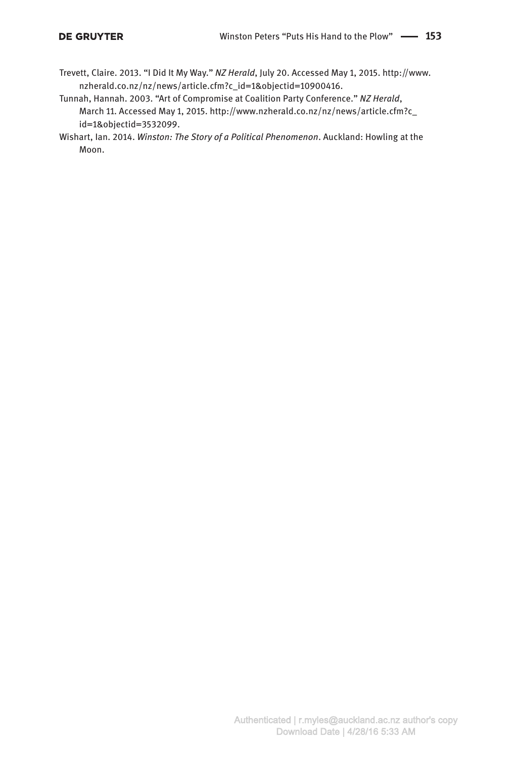Trevett, Claire. 2013. "I Did It My Way." *NZ Herald*, July 20. Accessed May 1, 2015. http://www.nzherald.co.nz/nz/news/article.cfm?c_id=1&objectid=10900416.

Tunnah, Hannah. 2003. "Art of Compromise at Coalition Party Conference." *NZ Herald*, March 11. Accessed May 1, 2015. http://www.nzherald.co.nz/nz/news/article.cfm?c_id=1&objectid=3532099.

Wishart, Ian. 2014. *Winston: The Story of a Political Phenomenon*. Auckland: Howling at the Moon.